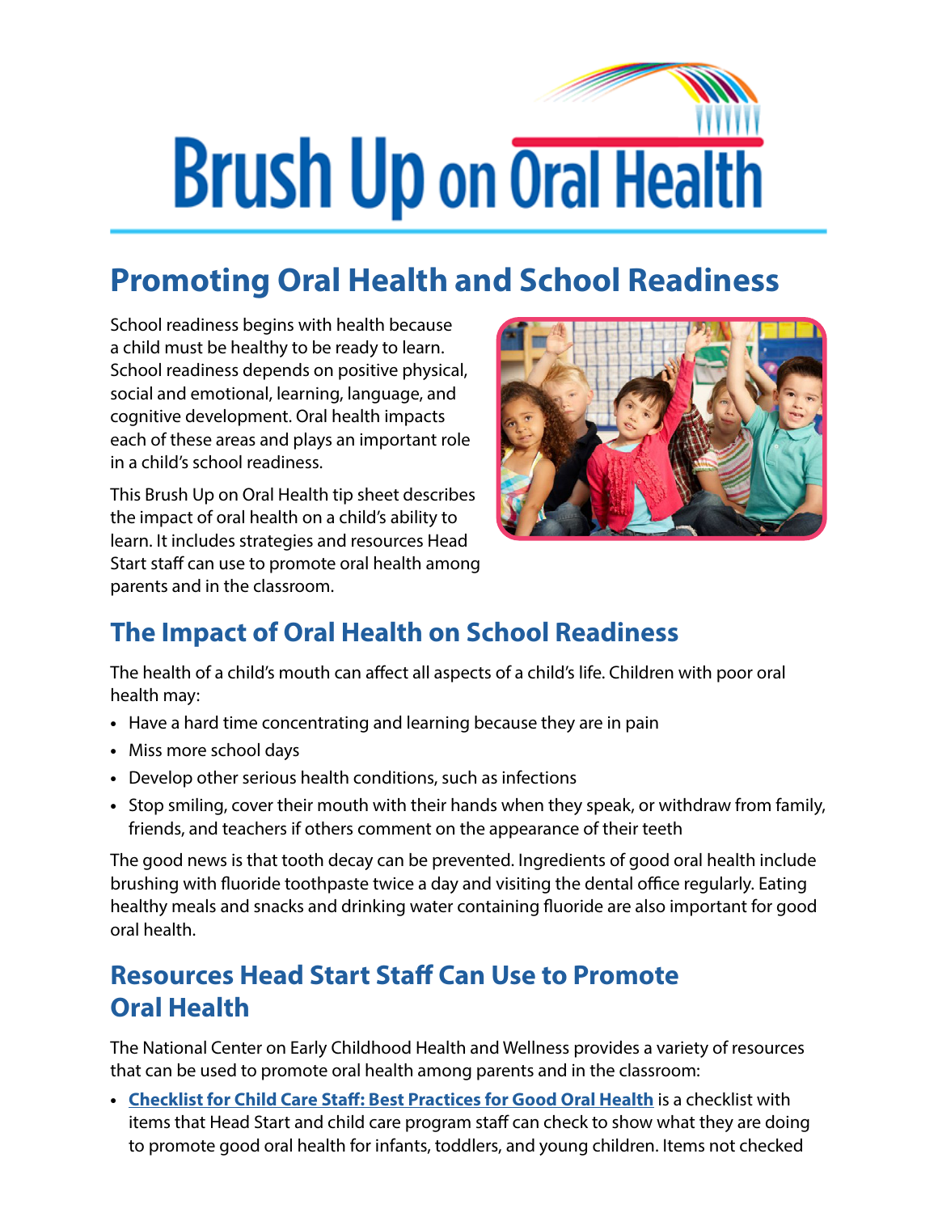# Brush Up on Oral Health

## Promoting Oral Health and School Readiness

School readiness begins with health because a child must be healthy to be ready to learn. School readiness depends on positive physical, social and emotional, learning, language, and cognitive development. Oral health impacts each of these areas and plays an important role in a child's school readiness.

This Brush Up on Oral Health tip sheet describes the impact of oral health on a child's ability to learn. It includes strategies and resources Head Start staff can use to promote oral health among parents and in the classroom.

## The Impact of Oral Health on School Readiness

The health of a child's mouth can affect all aspects of a child's life. Children with poor oral health may:

- Have a hard time concentrating and learning because they are in pain
- Miss more school days
- Develop other serious health conditions, such as infections
- Stop smiling, cover their mouth with their hands when they speak, or withdraw from family, friends, and teachers if others comment on the appearance of their teeth

The good news is that tooth decay can be prevented. Ingredients of good oral health include brushing with fluoride toothpaste twice a day and visiting the dental office regularly. Eating healthy meals and snacks and drinking water containing fluoride are also important for good oral health.

## Resources Head Start Staff Can Use to Promote Oral Health

The National Center on Early Childhood Health and Wellness provides a variety of resources that can be used to promote oral health among parents and in the classroom:

- **Checklist for Child Care Staff: Best Practices for Good Oral Health** is a checklist with items that Head Start and child care program staff can check to show what they are doing to promote good oral health for infants, toddlers, and young children. Items not checked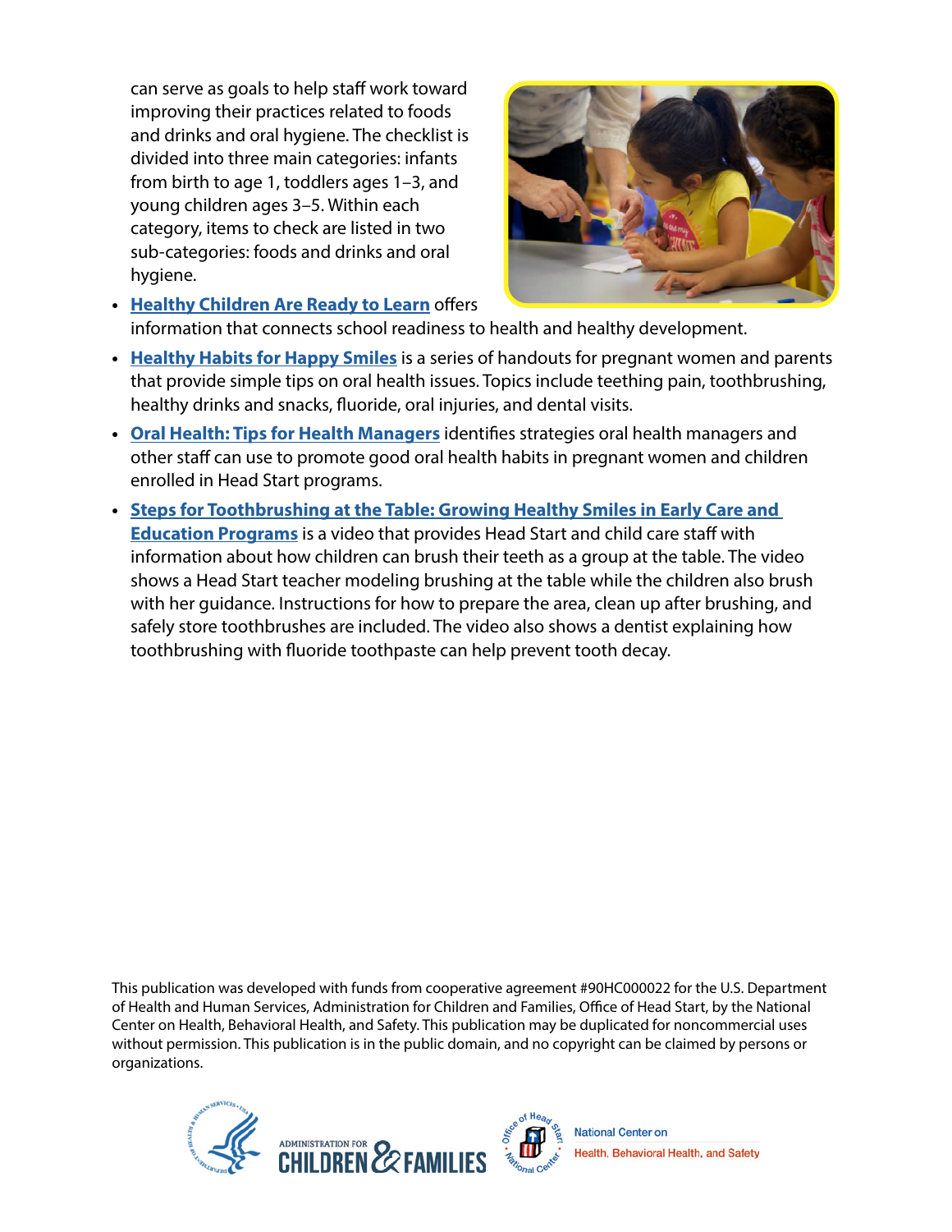can serve as goals to help staff work toward improving their practices related to foods and drinks and oral hygiene. The checklist is divided into three main categories: infants from birth to age 1, toddlers ages 1–3, and young children ages 3–5. Within each category, items to check are listed in two sub-categories: foods and drinks and oral hygiene.

- **Healthy Children Are Ready to Learn** offers information that connects school readiness to health and healthy development.
- **Healthy Habits for Happy Smiles** is a series of handouts for pregnant women and parents that provide simple tips on oral health issues. Topics include teething pain, toothbrushing, healthy drinks and snacks, fluoride, oral injuries, and dental visits.
- **Oral Health: Tips for Health Managers** identifies strategies oral health managers and other staff can use to promote good oral health habits in pregnant women and children enrolled in Head Start programs.
- **Steps for Toothbrushing at the Table: Growing Healthy Smiles in Early Care and Education Programs** is a video that provides Head Start and child care staff with information about how children can brush their teeth as a group at the table. The video shows a Head Start teacher modeling brushing at the table while the children also brush with her guidance. Instructions for how to prepare the area, clean up after brushing, and safely store toothbrushes are included. The video also shows a dentist explaining how toothbrushing with fluoride toothpaste can help prevent tooth decay.

This publication was developed with funds from cooperative agreement #90HC000022 for the U.S. Department of Health and Human Services, Administration for Children and Families, Office of Head Start, by the National Center on Health, Behavioral Health, and Safety. This publication may be duplicated for noncommercial uses without permission. This publication is in the public domain, and no copyright can be claimed by persons or organizations.

ADMINISTRATION FOR CHILDREN & FAMILIES

National Center on Health, Behavioral Health, and Safety